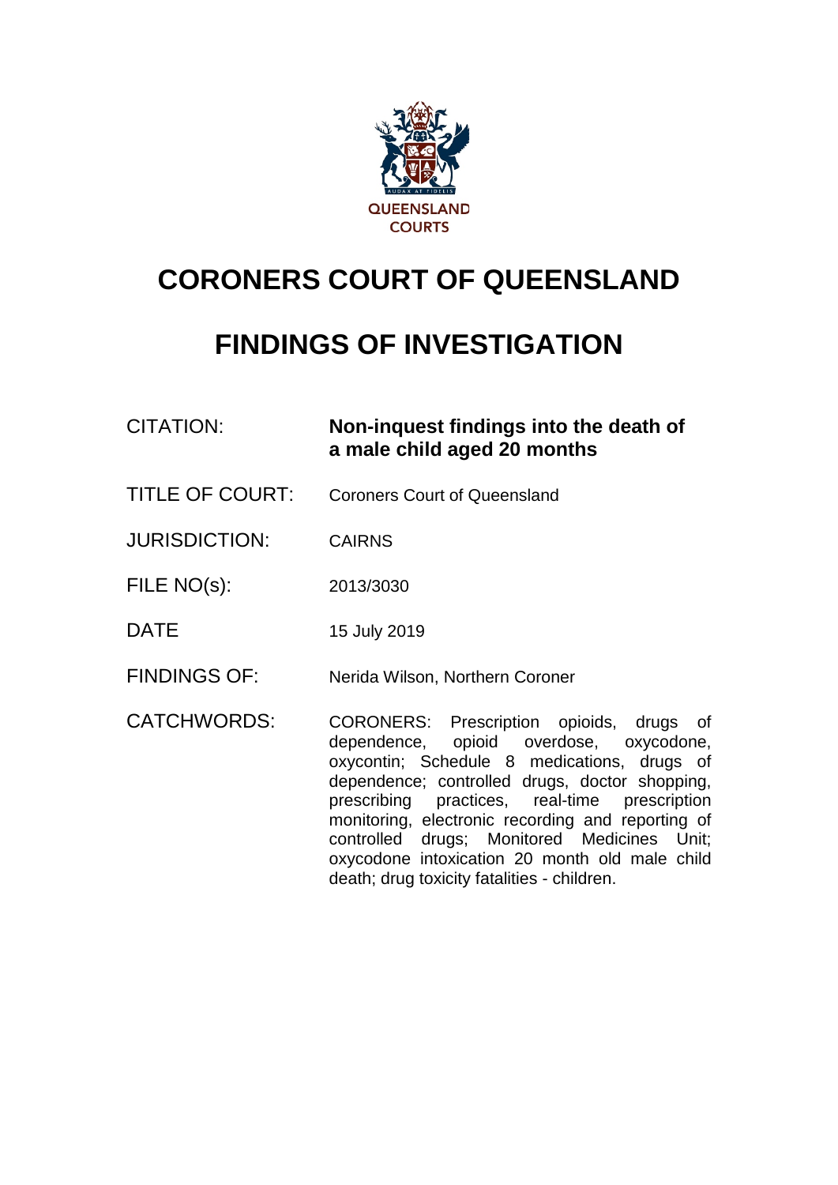QUEENSLAND COURTS

# CORONERS COURT OF QUEENSLAND

# FINDINGS OF INVESTIGATION

| | |
|---|---|
| CITATION: | **Non-inquest findings into the death of a male child aged 20 months** |
| TITLE OF COURT: | Coroners Court of Queensland |
| JURISDICTION: | CAIRNS |
| FILE NO(s): | 2013/3030 |
| DATE | 15 July 2019 |
| FINDINGS OF: | Nerida Wilson, Northern Coroner |
| CATCHWORDS: | CORONERS: Prescription opioids, drugs of dependence, opioid overdose, oxycodone, oxycontin; Schedule 8 medications, drugs of dependence; controlled drugs, doctor shopping, prescribing practices, real-time prescription monitoring, electronic recording and reporting of controlled drugs; Monitored Medicines Unit; oxycodone intoxication 20 month old male child death; drug toxicity fatalities - children. |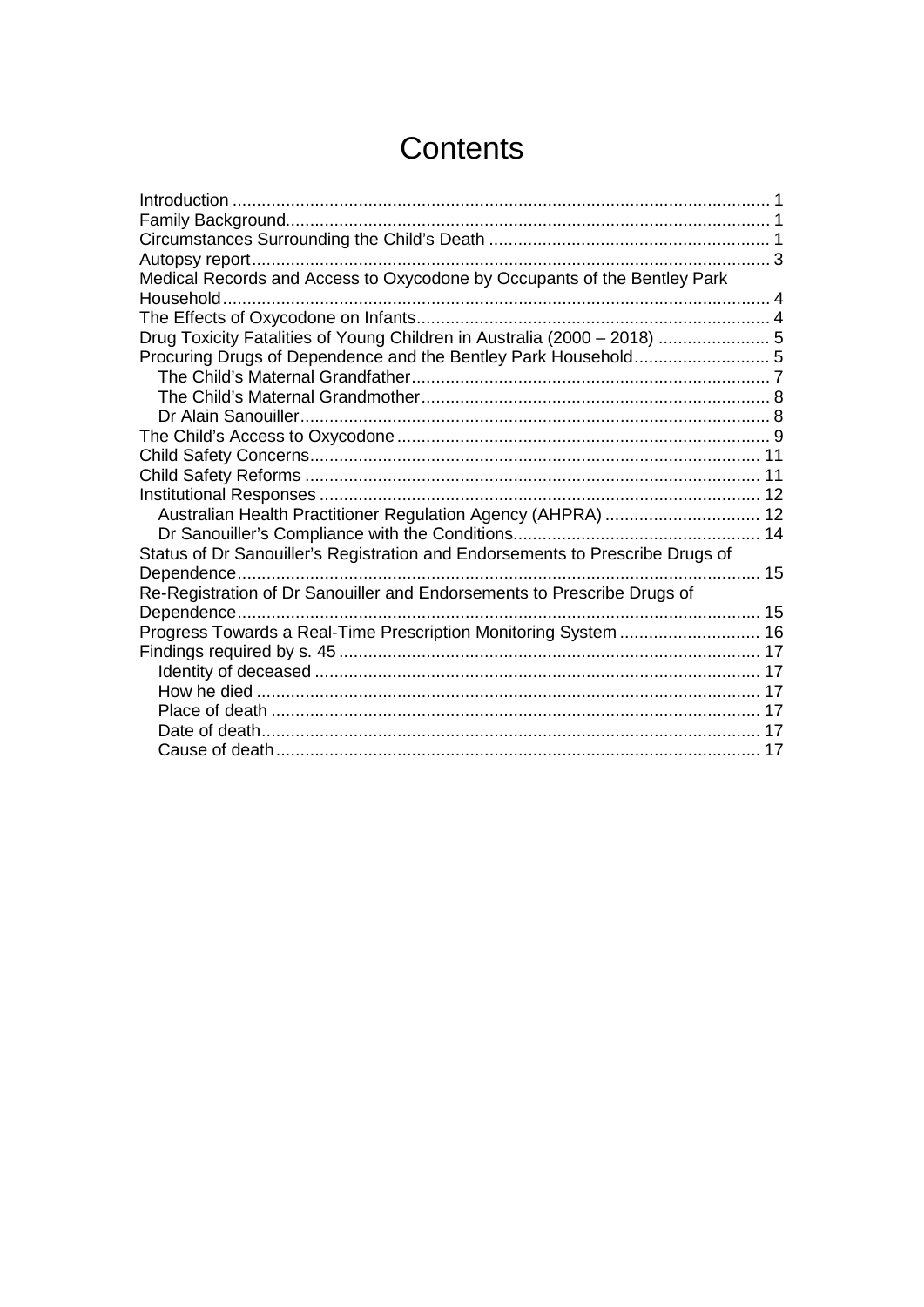# Contents

- Introduction ... 1
- Family Background ... 1
- Circumstances Surrounding the Child's Death ... 1
- Autopsy report ... 3
- Medical Records and Access to Oxycodone by Occupants of the Bentley Park Household ... 4
- The Effects of Oxycodone on Infants ... 4
- Drug Toxicity Fatalities of Young Children in Australia (2000 – 2018) ... 5
- Procuring Drugs of Dependence and the Bentley Park Household ... 5
  - The Child's Maternal Grandfather ... 7
  - The Child's Maternal Grandmother ... 8
  - Dr Alain Sanouiller ... 8
- The Child's Access to Oxycodone ... 9
- Child Safety Concerns ... 11
- Child Safety Reforms ... 11
- Institutional Responses ... 12
  - Australian Health Practitioner Regulation Agency (AHPRA) ... 12
  - Dr Sanouiller's Compliance with the Conditions ... 14
- Status of Dr Sanouiller's Registration and Endorsements to Prescribe Drugs of Dependence ... 15
- Re-Registration of Dr Sanouiller and Endorsements to Prescribe Drugs of Dependence ... 15
- Progress Towards a Real-Time Prescription Monitoring System ... 16
- Findings required by s. 45 ... 17
  - Identity of deceased ... 17
  - How he died ... 17
  - Place of death ... 17
  - Date of death ... 17
  - Cause of death ... 17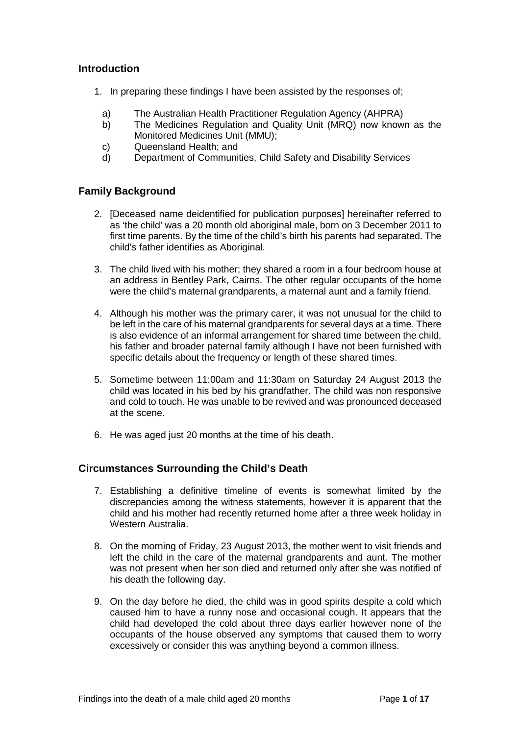## Introduction

1. In preparing these findings I have been assisted by the responses of;

   a) The Australian Health Practitioner Regulation Agency (AHPRA)
   b) The Medicines Regulation and Quality Unit (MRQ) now known as the Monitored Medicines Unit (MMU);
   c) Queensland Health; and
   d) Department of Communities, Child Safety and Disability Services

## Family Background

2. [Deceased name deidentified for publication purposes] hereinafter referred to as 'the child' was a 20 month old aboriginal male, born on 3 December 2011 to first time parents. By the time of the child's birth his parents had separated. The child's father identifies as Aboriginal.

3. The child lived with his mother; they shared a room in a four bedroom house at an address in Bentley Park, Cairns. The other regular occupants of the home were the child's maternal grandparents, a maternal aunt and a family friend.

4. Although his mother was the primary carer, it was not unusual for the child to be left in the care of his maternal grandparents for several days at a time. There is also evidence of an informal arrangement for shared time between the child, his father and broader paternal family although I have not been furnished with specific details about the frequency or length of these shared times.

5. Sometime between 11:00am and 11:30am on Saturday 24 August 2013 the child was located in his bed by his grandfather. The child was non responsive and cold to touch. He was unable to be revived and was pronounced deceased at the scene.

6. He was aged just 20 months at the time of his death.

## Circumstances Surrounding the Child's Death

7. Establishing a definitive timeline of events is somewhat limited by the discrepancies among the witness statements, however it is apparent that the child and his mother had recently returned home after a three week holiday in Western Australia.

8. On the morning of Friday, 23 August 2013, the mother went to visit friends and left the child in the care of the maternal grandparents and aunt. The mother was not present when her son died and returned only after she was notified of his death the following day.

9. On the day before he died, the child was in good spirits despite a cold which caused him to have a runny nose and occasional cough. It appears that the child had developed the cold about three days earlier however none of the occupants of the house observed any symptoms that caused them to worry excessively or consider this was anything beyond a common illness.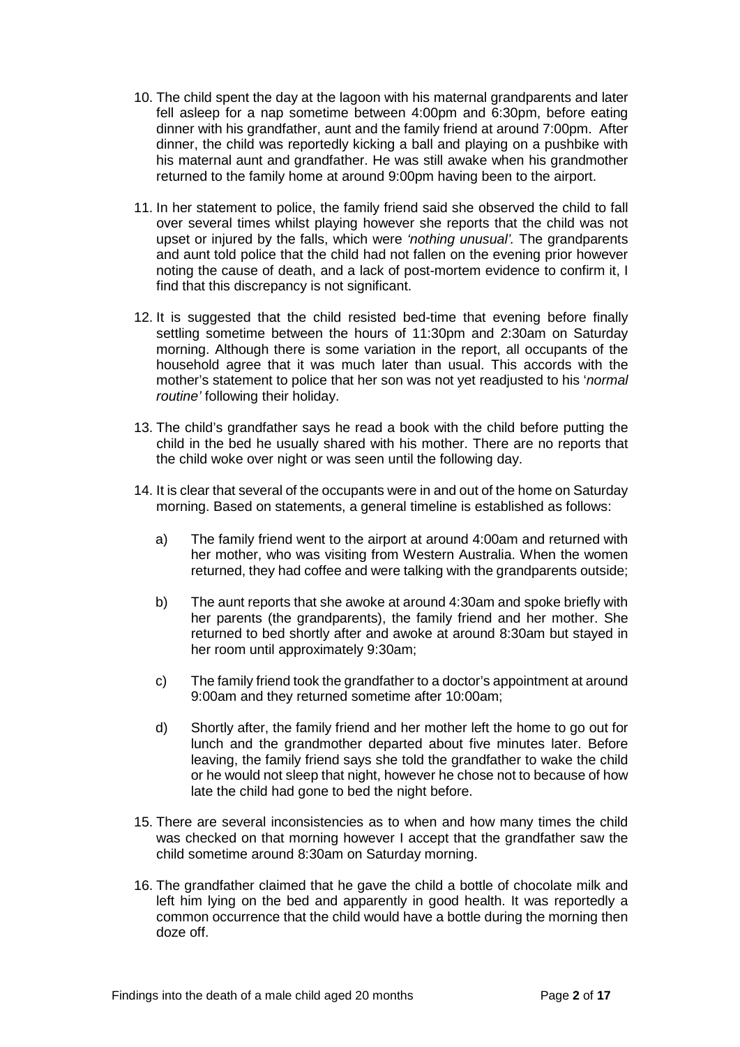10. The child spent the day at the lagoon with his maternal grandparents and later fell asleep for a nap sometime between 4:00pm and 6:30pm, before eating dinner with his grandfather, aunt and the family friend at around 7:00pm. After dinner, the child was reportedly kicking a ball and playing on a pushbike with his maternal aunt and grandfather. He was still awake when his grandmother returned to the family home at around 9:00pm having been to the airport.

11. In her statement to police, the family friend said she observed the child to fall over several times whilst playing however she reports that the child was not upset or injured by the falls, which were *'nothing unusual'.* The grandparents and aunt told police that the child had not fallen on the evening prior however noting the cause of death, and a lack of post-mortem evidence to confirm it, I find that this discrepancy is not significant.

12. It is suggested that the child resisted bed-time that evening before finally settling sometime between the hours of 11:30pm and 2:30am on Saturday morning. Although there is some variation in the report, all occupants of the household agree that it was much later than usual. This accords with the mother's statement to police that her son was not yet readjusted to his '*normal routine'* following their holiday.

13. The child's grandfather says he read a book with the child before putting the child in the bed he usually shared with his mother. There are no reports that the child woke over night or was seen until the following day.

14. It is clear that several of the occupants were in and out of the home on Saturday morning. Based on statements, a general timeline is established as follows:

    a) The family friend went to the airport at around 4:00am and returned with her mother, who was visiting from Western Australia. When the women returned, they had coffee and were talking with the grandparents outside;

    b) The aunt reports that she awoke at around 4:30am and spoke briefly with her parents (the grandparents), the family friend and her mother. She returned to bed shortly after and awoke at around 8:30am but stayed in her room until approximately 9:30am;

    c) The family friend took the grandfather to a doctor's appointment at around 9:00am and they returned sometime after 10:00am;

    d) Shortly after, the family friend and her mother left the home to go out for lunch and the grandmother departed about five minutes later. Before leaving, the family friend says she told the grandfather to wake the child or he would not sleep that night, however he chose not to because of how late the child had gone to bed the night before.

15. There are several inconsistencies as to when and how many times the child was checked on that morning however I accept that the grandfather saw the child sometime around 8:30am on Saturday morning.

16. The grandfather claimed that he gave the child a bottle of chocolate milk and left him lying on the bed and apparently in good health. It was reportedly a common occurrence that the child would have a bottle during the morning then doze off.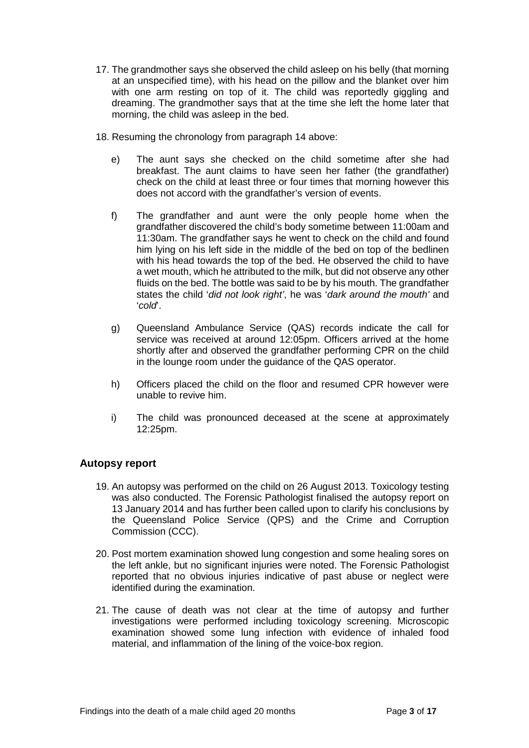17. The grandmother says she observed the child asleep on his belly (that morning at an unspecified time), with his head on the pillow and the blanket over him with one arm resting on top of it. The child was reportedly giggling and dreaming. The grandmother says that at the time she left the home later that morning, the child was asleep in the bed.

18. Resuming the chronology from paragraph 14 above:

    e) The aunt says she checked on the child sometime after she had breakfast. The aunt claims to have seen her father (the grandfather) check on the child at least three or four times that morning however this does not accord with the grandfather's version of events.

    f) The grandfather and aunt were the only people home when the grandfather discovered the child's body sometime between 11:00am and 11:30am. The grandfather says he went to check on the child and found him lying on his left side in the middle of the bed on top of the bedlinen with his head towards the top of the bed. He observed the child to have a wet mouth, which he attributed to the milk, but did not observe any other fluids on the bed. The bottle was said to be by his mouth. The grandfather states the child '*did not look right'*, he was '*dark around the mouth'* and '*cold*'.

    g) Queensland Ambulance Service (QAS) records indicate the call for service was received at around 12:05pm. Officers arrived at the home shortly after and observed the grandfather performing CPR on the child in the lounge room under the guidance of the QAS operator.

    h) Officers placed the child on the floor and resumed CPR however were unable to revive him.

    i) The child was pronounced deceased at the scene at approximately 12:25pm.

## Autopsy report

19. An autopsy was performed on the child on 26 August 2013. Toxicology testing was also conducted. The Forensic Pathologist finalised the autopsy report on 13 January 2014 and has further been called upon to clarify his conclusions by the Queensland Police Service (QPS) and the Crime and Corruption Commission (CCC).

20. Post mortem examination showed lung congestion and some healing sores on the left ankle, but no significant injuries were noted. The Forensic Pathologist reported that no obvious injuries indicative of past abuse or neglect were identified during the examination.

21. The cause of death was not clear at the time of autopsy and further investigations were performed including toxicology screening. Microscopic examination showed some lung infection with evidence of inhaled food material, and inflammation of the lining of the voice-box region.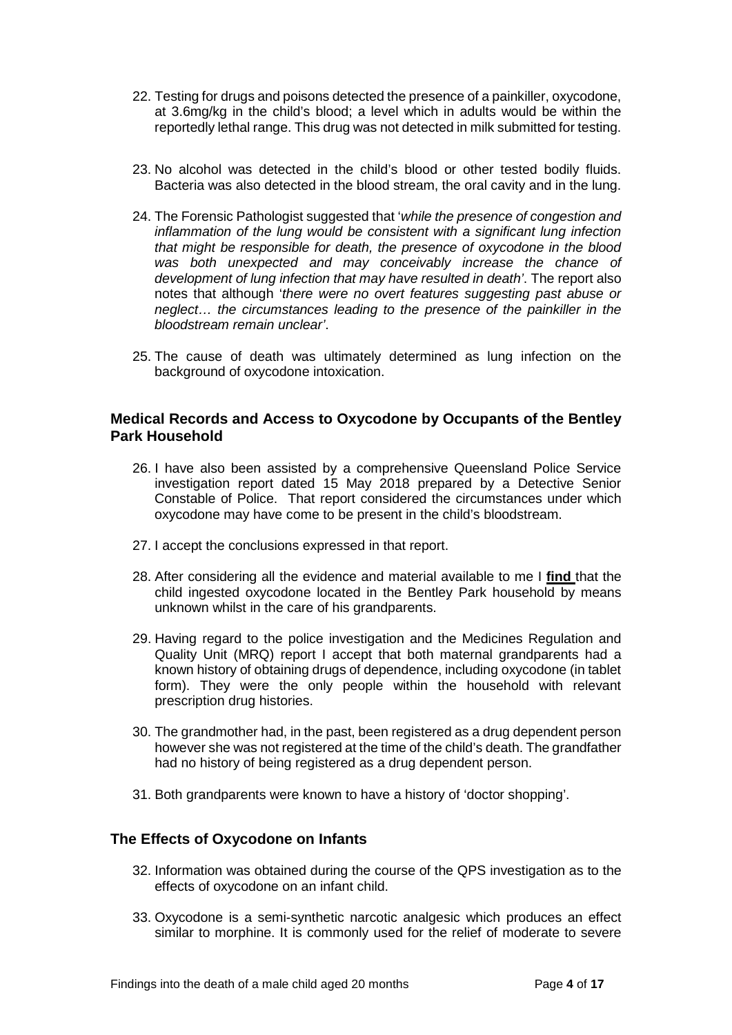22. Testing for drugs and poisons detected the presence of a painkiller, oxycodone, at 3.6mg/kg in the child's blood; a level which in adults would be within the reportedly lethal range. This drug was not detected in milk submitted for testing.

23. No alcohol was detected in the child's blood or other tested bodily fluids. Bacteria was also detected in the blood stream, the oral cavity and in the lung.

24. The Forensic Pathologist suggested that '*while the presence of congestion and inflammation of the lung would be consistent with a significant lung infection that might be responsible for death, the presence of oxycodone in the blood was both unexpected and may conceivably increase the chance of development of lung infection that may have resulted in death'*. The report also notes that although '*there were no overt features suggesting past abuse or neglect… the circumstances leading to the presence of the painkiller in the bloodstream remain unclear'*.

25. The cause of death was ultimately determined as lung infection on the background of oxycodone intoxication.

### Medical Records and Access to Oxycodone by Occupants of the Bentley Park Household

26. I have also been assisted by a comprehensive Queensland Police Service investigation report dated 15 May 2018 prepared by a Detective Senior Constable of Police. That report considered the circumstances under which oxycodone may have come to be present in the child's bloodstream.

27. I accept the conclusions expressed in that report.

28. After considering all the evidence and material available to me I **find** that the child ingested oxycodone located in the Bentley Park household by means unknown whilst in the care of his grandparents.

29. Having regard to the police investigation and the Medicines Regulation and Quality Unit (MRQ) report I accept that both maternal grandparents had a known history of obtaining drugs of dependence, including oxycodone (in tablet form). They were the only people within the household with relevant prescription drug histories.

30. The grandmother had, in the past, been registered as a drug dependent person however she was not registered at the time of the child's death. The grandfather had no history of being registered as a drug dependent person.

31. Both grandparents were known to have a history of 'doctor shopping'.

### The Effects of Oxycodone on Infants

32. Information was obtained during the course of the QPS investigation as to the effects of oxycodone on an infant child.

33. Oxycodone is a semi-synthetic narcotic analgesic which produces an effect similar to morphine. It is commonly used for the relief of moderate to severe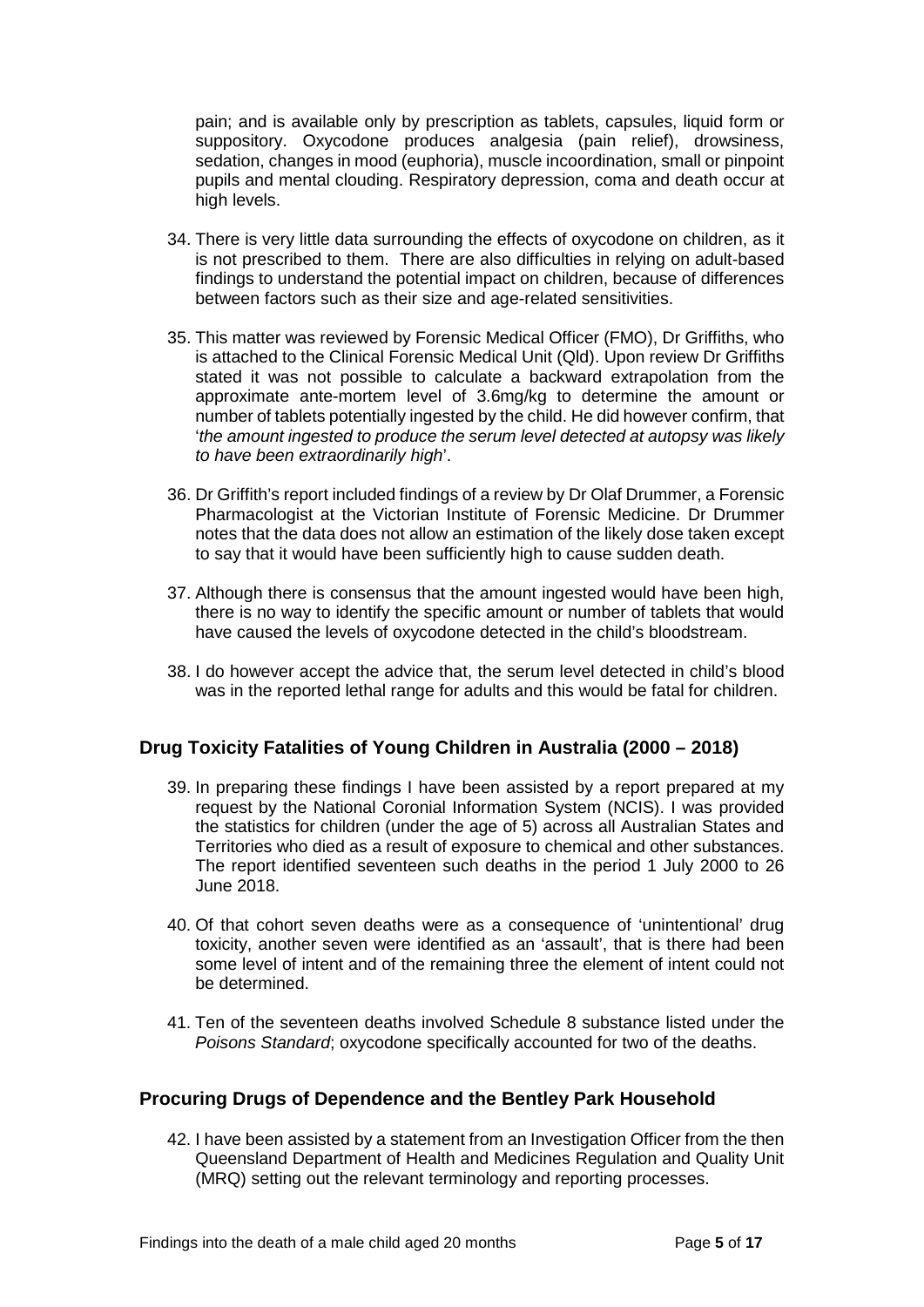pain; and is available only by prescription as tablets, capsules, liquid form or suppository. Oxycodone produces analgesia (pain relief), drowsiness, sedation, changes in mood (euphoria), muscle incoordination, small or pinpoint pupils and mental clouding. Respiratory depression, coma and death occur at high levels.

34. There is very little data surrounding the effects of oxycodone on children, as it is not prescribed to them. There are also difficulties in relying on adult-based findings to understand the potential impact on children, because of differences between factors such as their size and age-related sensitivities.

35. This matter was reviewed by Forensic Medical Officer (FMO), Dr Griffiths, who is attached to the Clinical Forensic Medical Unit (Qld). Upon review Dr Griffiths stated it was not possible to calculate a backward extrapolation from the approximate ante-mortem level of 3.6mg/kg to determine the amount or number of tablets potentially ingested by the child. He did however confirm, that '*the amount ingested to produce the serum level detected at autopsy was likely to have been extraordinarily high*'.

36. Dr Griffith's report included findings of a review by Dr Olaf Drummer, a Forensic Pharmacologist at the Victorian Institute of Forensic Medicine. Dr Drummer notes that the data does not allow an estimation of the likely dose taken except to say that it would have been sufficiently high to cause sudden death.

37. Although there is consensus that the amount ingested would have been high, there is no way to identify the specific amount or number of tablets that would have caused the levels of oxycodone detected in the child's bloodstream.

38. I do however accept the advice that, the serum level detected in child's blood was in the reported lethal range for adults and this would be fatal for children.

## Drug Toxicity Fatalities of Young Children in Australia (2000 – 2018)

39. In preparing these findings I have been assisted by a report prepared at my request by the National Coronial Information System (NCIS). I was provided the statistics for children (under the age of 5) across all Australian States and Territories who died as a result of exposure to chemical and other substances. The report identified seventeen such deaths in the period 1 July 2000 to 26 June 2018.

40. Of that cohort seven deaths were as a consequence of 'unintentional' drug toxicity, another seven were identified as an 'assault', that is there had been some level of intent and of the remaining three the element of intent could not be determined.

41. Ten of the seventeen deaths involved Schedule 8 substance listed under the *Poisons Standard*; oxycodone specifically accounted for two of the deaths.

## Procuring Drugs of Dependence and the Bentley Park Household

42. I have been assisted by a statement from an Investigation Officer from the then Queensland Department of Health and Medicines Regulation and Quality Unit (MRQ) setting out the relevant terminology and reporting processes.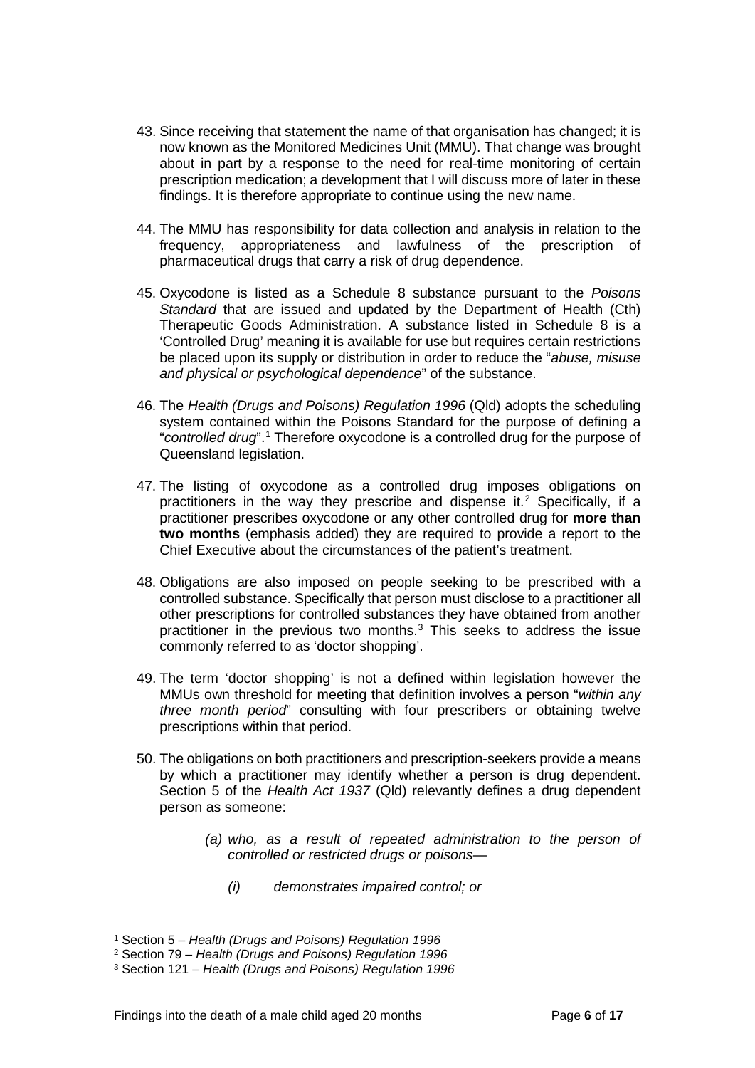43. Since receiving that statement the name of that organisation has changed; it is now known as the Monitored Medicines Unit (MMU). That change was brought about in part by a response to the need for real-time monitoring of certain prescription medication; a development that I will discuss more of later in these findings. It is therefore appropriate to continue using the new name.

44. The MMU has responsibility for data collection and analysis in relation to the frequency, appropriateness and lawfulness of the prescription of pharmaceutical drugs that carry a risk of drug dependence.

45. Oxycodone is listed as a Schedule 8 substance pursuant to the *Poisons Standard* that are issued and updated by the Department of Health (Cth) Therapeutic Goods Administration. A substance listed in Schedule 8 is a 'Controlled Drug' meaning it is available for use but requires certain restrictions be placed upon its supply or distribution in order to reduce the "*abuse, misuse and physical or psychological dependence*" of the substance.

46. The *Health (Drugs and Poisons) Regulation 1996* (Qld) adopts the scheduling system contained within the Poisons Standard for the purpose of defining a "*controlled drug*".[1] Therefore oxycodone is a controlled drug for the purpose of Queensland legislation.

47. The listing of oxycodone as a controlled drug imposes obligations on practitioners in the way they prescribe and dispense it.[2] Specifically, if a practitioner prescribes oxycodone or any other controlled drug for **more than two months** (emphasis added) they are required to provide a report to the Chief Executive about the circumstances of the patient's treatment.

48. Obligations are also imposed on people seeking to be prescribed with a controlled substance. Specifically that person must disclose to a practitioner all other prescriptions for controlled substances they have obtained from another practitioner in the previous two months.[3] This seeks to address the issue commonly referred to as 'doctor shopping'.

49. The term 'doctor shopping' is not a defined within legislation however the MMUs own threshold for meeting that definition involves a person "*within any three month period*" consulting with four prescribers or obtaining twelve prescriptions within that period.

50. The obligations on both practitioners and prescription-seekers provide a means by which a practitioner may identify whether a person is drug dependent. Section 5 of the *Health Act 1937* (Qld) relevantly defines a drug dependent person as someone:

    > *(a) who, as a result of repeated administration to the person of controlled or restricted drugs or poisons—*
    >
    > *(i) demonstrates impaired control; or*

---

[1] Section 5 – *Health (Drugs and Poisons) Regulation 1996*

[2] Section 79 – *Health (Drugs and Poisons) Regulation 1996*

[3] Section 121 – *Health (Drugs and Poisons) Regulation 1996*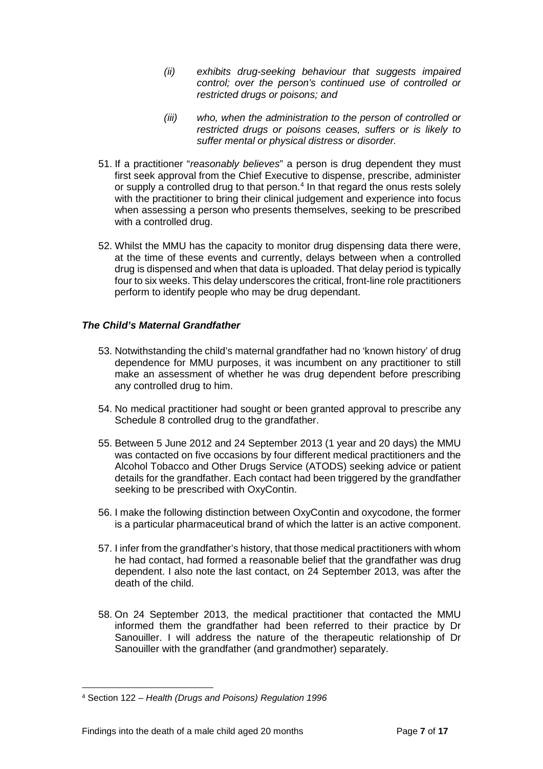> *(ii) exhibits drug-seeking behaviour that suggests impaired control; over the person's continued use of controlled or restricted drugs or poisons; and*
>
> *(iii) who, when the administration to the person of controlled or restricted drugs or poisons ceases, suffers or is likely to suffer mental or physical distress or disorder.*

51. If a practitioner "*reasonably believes*" a person is drug dependent they must first seek approval from the Chief Executive to dispense, prescribe, administer or supply a controlled drug to that person.[4] In that regard the onus rests solely with the practitioner to bring their clinical judgement and experience into focus when assessing a person who presents themselves, seeking to be prescribed with a controlled drug.

52. Whilst the MMU has the capacity to monitor drug dispensing data there were, at the time of these events and currently, delays between when a controlled drug is dispensed and when that data is uploaded. That delay period is typically four to six weeks. This delay underscores the critical, front-line role practitioners perform to identify people who may be drug dependant.

### *The Child's Maternal Grandfather*

53. Notwithstanding the child's maternal grandfather had no 'known history' of drug dependence for MMU purposes, it was incumbent on any practitioner to still make an assessment of whether he was drug dependent before prescribing any controlled drug to him.

54. No medical practitioner had sought or been granted approval to prescribe any Schedule 8 controlled drug to the grandfather.

55. Between 5 June 2012 and 24 September 2013 (1 year and 20 days) the MMU was contacted on five occasions by four different medical practitioners and the Alcohol Tobacco and Other Drugs Service (ATODS) seeking advice or patient details for the grandfather. Each contact had been triggered by the grandfather seeking to be prescribed with OxyContin.

56. I make the following distinction between OxyContin and oxycodone, the former is a particular pharmaceutical brand of which the latter is an active component.

57. I infer from the grandfather's history, that those medical practitioners with whom he had contact, had formed a reasonable belief that the grandfather was drug dependent. I also note the last contact, on 24 September 2013, was after the death of the child.

58. On 24 September 2013, the medical practitioner that contacted the MMU informed them the grandfather had been referred to their practice by Dr Sanouiller. I will address the nature of the therapeutic relationship of Dr Sanouiller with the grandfather (and grandmother) separately.

---

[4] Section 122 – *Health (Drugs and Poisons) Regulation 1996*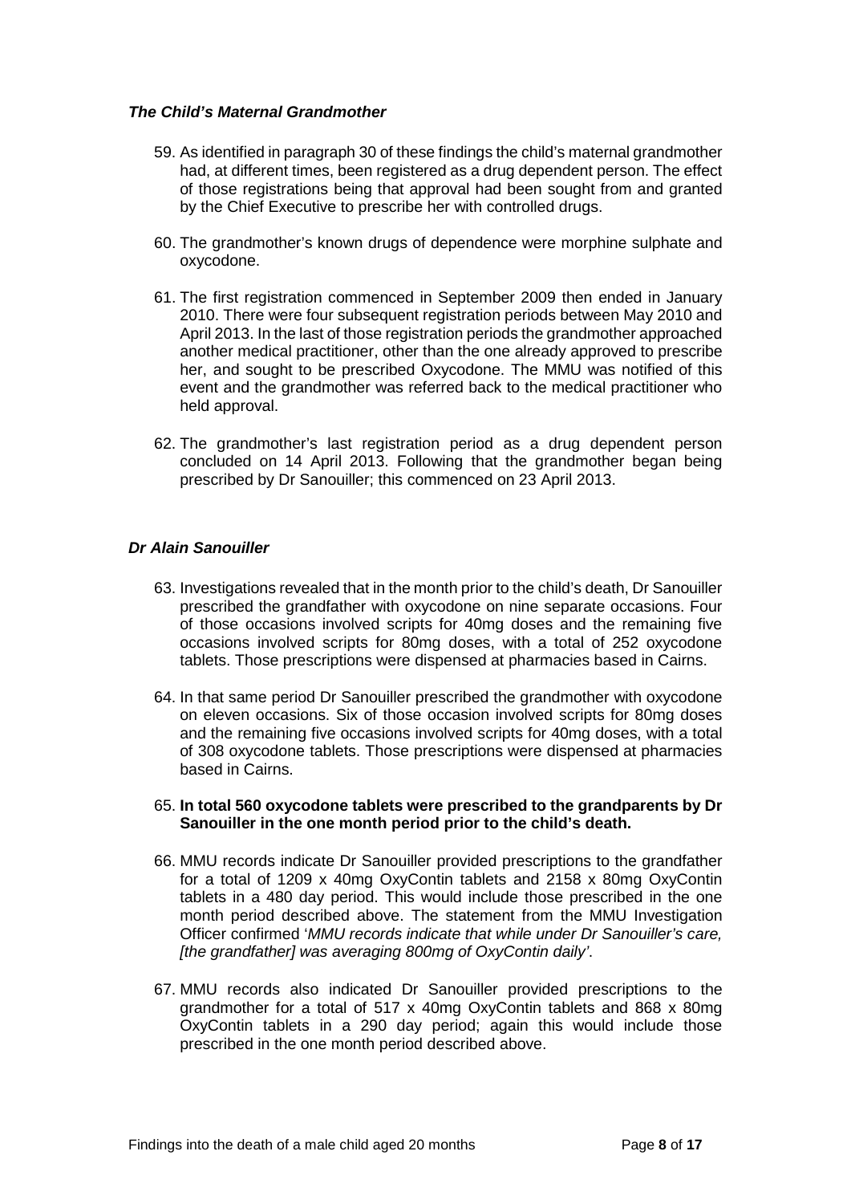### *The Child's Maternal Grandmother*

59. As identified in paragraph 30 of these findings the child's maternal grandmother had, at different times, been registered as a drug dependent person. The effect of those registrations being that approval had been sought from and granted by the Chief Executive to prescribe her with controlled drugs.

60. The grandmother's known drugs of dependence were morphine sulphate and oxycodone.

61. The first registration commenced in September 2009 then ended in January 2010. There were four subsequent registration periods between May 2010 and April 2013. In the last of those registration periods the grandmother approached another medical practitioner, other than the one already approved to prescribe her, and sought to be prescribed Oxycodone. The MMU was notified of this event and the grandmother was referred back to the medical practitioner who held approval.

62. The grandmother's last registration period as a drug dependent person concluded on 14 April 2013. Following that the grandmother began being prescribed by Dr Sanouiller; this commenced on 23 April 2013.

### *Dr Alain Sanouiller*

63. Investigations revealed that in the month prior to the child's death, Dr Sanouiller prescribed the grandfather with oxycodone on nine separate occasions. Four of those occasions involved scripts for 40mg doses and the remaining five occasions involved scripts for 80mg doses, with a total of 252 oxycodone tablets. Those prescriptions were dispensed at pharmacies based in Cairns.

64. In that same period Dr Sanouiller prescribed the grandmother with oxycodone on eleven occasions. Six of those occasion involved scripts for 80mg doses and the remaining five occasions involved scripts for 40mg doses, with a total of 308 oxycodone tablets. Those prescriptions were dispensed at pharmacies based in Cairns.

65. **In total 560 oxycodone tablets were prescribed to the grandparents by Dr Sanouiller in the one month period prior to the child's death.**

66. MMU records indicate Dr Sanouiller provided prescriptions to the grandfather for a total of 1209 x 40mg OxyContin tablets and 2158 x 80mg OxyContin tablets in a 480 day period. This would include those prescribed in the one month period described above. The statement from the MMU Investigation Officer confirmed '*MMU records indicate that while under Dr Sanouiller's care, [the grandfather] was averaging 800mg of OxyContin daily'*.

67. MMU records also indicated Dr Sanouiller provided prescriptions to the grandmother for a total of 517 x 40mg OxyContin tablets and 868 x 80mg OxyContin tablets in a 290 day period; again this would include those prescribed in the one month period described above.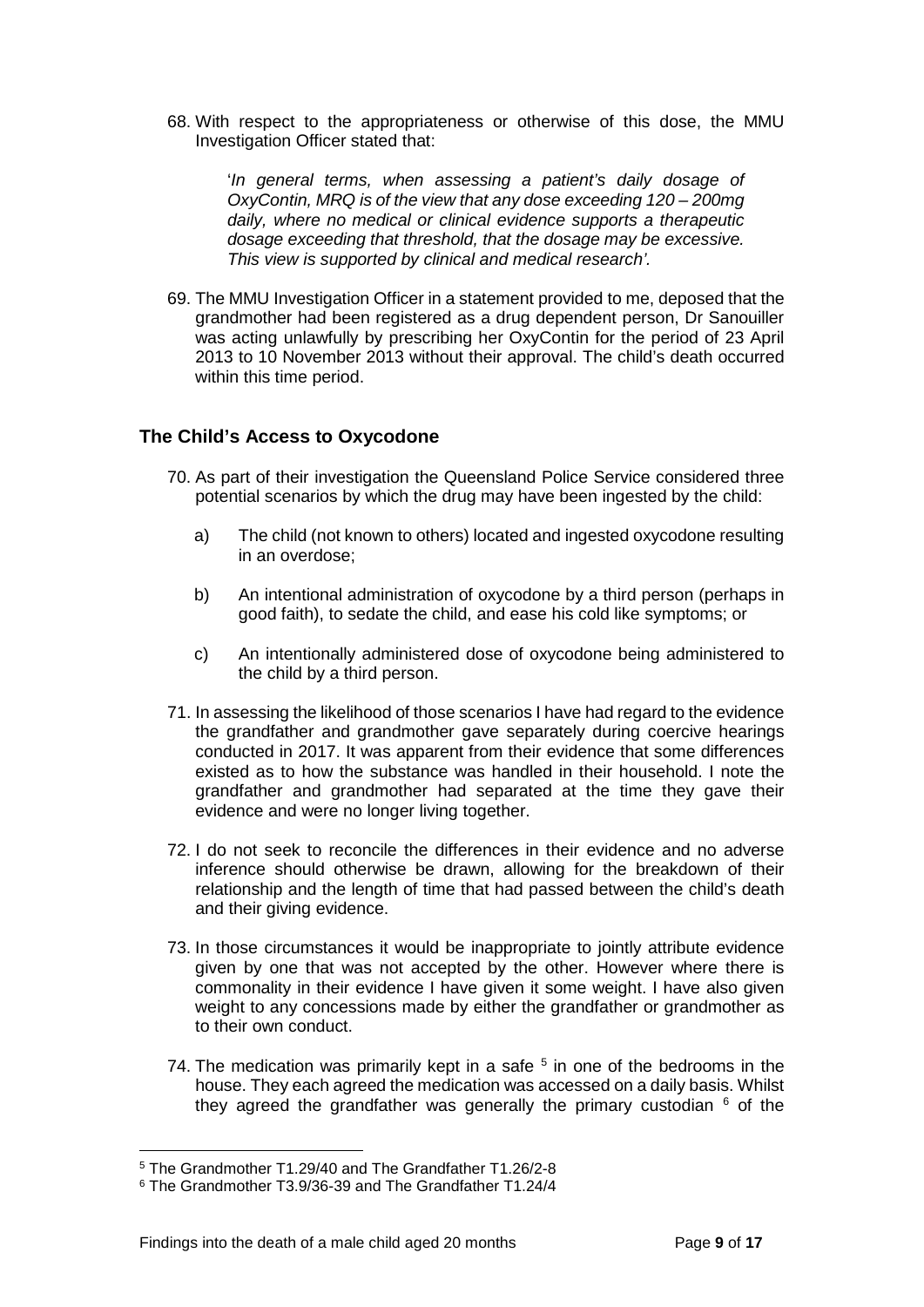68. With respect to the appropriateness or otherwise of this dose, the MMU Investigation Officer stated that:

    '*In general terms, when assessing a patient's daily dosage of OxyContin, MRQ is of the view that any dose exceeding 120 – 200mg daily, where no medical or clinical evidence supports a therapeutic dosage exceeding that threshold, that the dosage may be excessive. This view is supported by clinical and medical research'.*

69. The MMU Investigation Officer in a statement provided to me, deposed that the grandmother had been registered as a drug dependent person, Dr Sanouiller was acting unlawfully by prescribing her OxyContin for the period of 23 April 2013 to 10 November 2013 without their approval. The child's death occurred within this time period.

### The Child's Access to Oxycodone

70. As part of their investigation the Queensland Police Service considered three potential scenarios by which the drug may have been ingested by the child:

    a) The child (not known to others) located and ingested oxycodone resulting in an overdose;

    b) An intentional administration of oxycodone by a third person (perhaps in good faith), to sedate the child, and ease his cold like symptoms; or

    c) An intentionally administered dose of oxycodone being administered to the child by a third person.

71. In assessing the likelihood of those scenarios I have had regard to the evidence the grandfather and grandmother gave separately during coercive hearings conducted in 2017. It was apparent from their evidence that some differences existed as to how the substance was handled in their household. I note the grandfather and grandmother had separated at the time they gave their evidence and were no longer living together.

72. I do not seek to reconcile the differences in their evidence and no adverse inference should otherwise be drawn, allowing for the breakdown of their relationship and the length of time that had passed between the child's death and their giving evidence.

73. In those circumstances it would be inappropriate to jointly attribute evidence given by one that was not accepted by the other. However where there is commonality in their evidence I have given it some weight. I have also given weight to any concessions made by either the grandfather or grandmother as to their own conduct.

74. The medication was primarily kept in a safe [5] in one of the bedrooms in the house. They each agreed the medication was accessed on a daily basis. Whilst they agreed the grandfather was generally the primary custodian [6] of the

---

[5] The Grandmother T1.29/40 and The Grandfather T1.26/2-8

[6] The Grandmother T3.9/36-39 and The Grandfather T1.24/4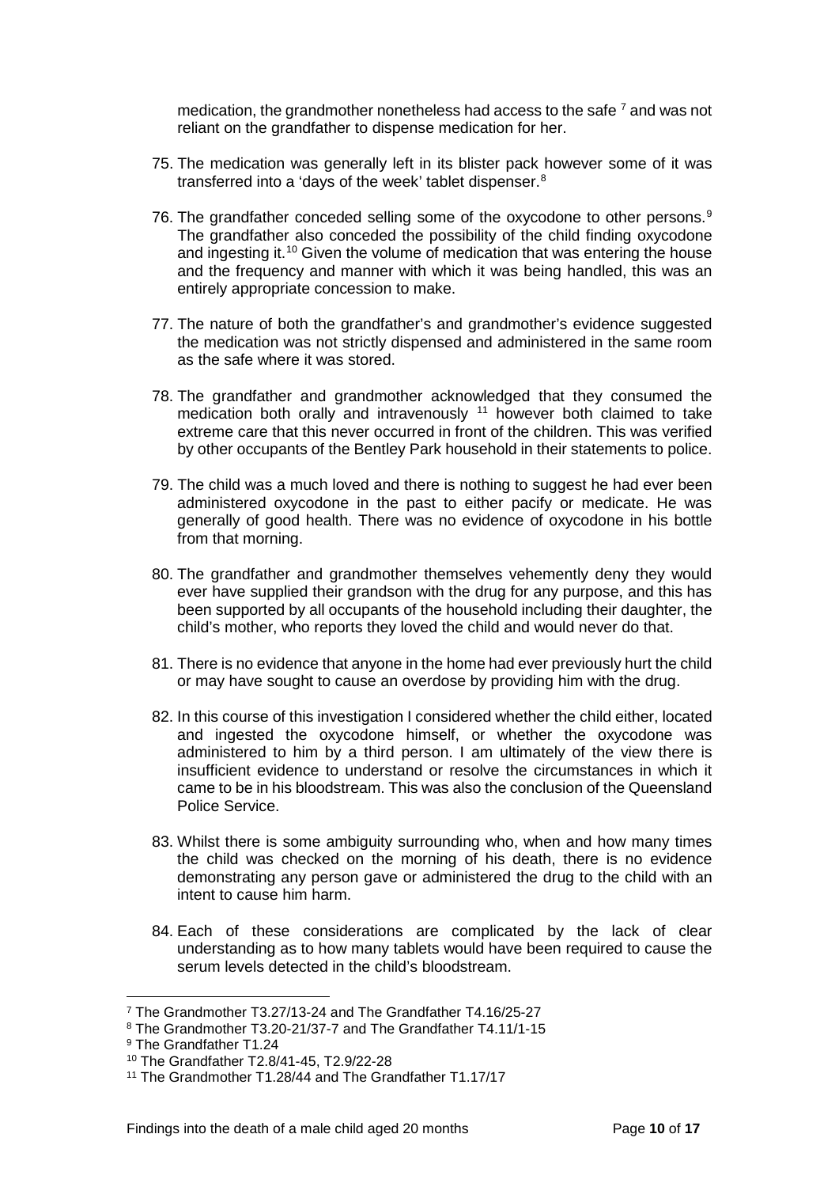medication, the grandmother nonetheless had access to the safe [7] and was not reliant on the grandfather to dispense medication for her.

75. The medication was generally left in its blister pack however some of it was transferred into a 'days of the week' tablet dispenser.[8]

76. The grandfather conceded selling some of the oxycodone to other persons.[9] The grandfather also conceded the possibility of the child finding oxycodone and ingesting it.[10] Given the volume of medication that was entering the house and the frequency and manner with which it was being handled, this was an entirely appropriate concession to make.

77. The nature of both the grandfather's and grandmother's evidence suggested the medication was not strictly dispensed and administered in the same room as the safe where it was stored.

78. The grandfather and grandmother acknowledged that they consumed the medication both orally and intravenously [11] however both claimed to take extreme care that this never occurred in front of the children. This was verified by other occupants of the Bentley Park household in their statements to police.

79. The child was a much loved and there is nothing to suggest he had ever been administered oxycodone in the past to either pacify or medicate. He was generally of good health. There was no evidence of oxycodone in his bottle from that morning.

80. The grandfather and grandmother themselves vehemently deny they would ever have supplied their grandson with the drug for any purpose, and this has been supported by all occupants of the household including their daughter, the child's mother, who reports they loved the child and would never do that.

81. There is no evidence that anyone in the home had ever previously hurt the child or may have sought to cause an overdose by providing him with the drug.

82. In this course of this investigation I considered whether the child either, located and ingested the oxycodone himself, or whether the oxycodone was administered to him by a third person. I am ultimately of the view there is insufficient evidence to understand or resolve the circumstances in which it came to be in his bloodstream. This was also the conclusion of the Queensland Police Service.

83. Whilst there is some ambiguity surrounding who, when and how many times the child was checked on the morning of his death, there is no evidence demonstrating any person gave or administered the drug to the child with an intent to cause him harm.

84. Each of these considerations are complicated by the lack of clear understanding as to how many tablets would have been required to cause the serum levels detected in the child's bloodstream.

---

[7] The Grandmother T3.27/13-24 and The Grandfather T4.16/25-27

[8] The Grandmother T3.20-21/37-7 and The Grandfather T4.11/1-15

[9] The Grandfather T1.24

[10] The Grandfather T2.8/41-45, T2.9/22-28

[11] The Grandmother T1.28/44 and The Grandfather T1.17/17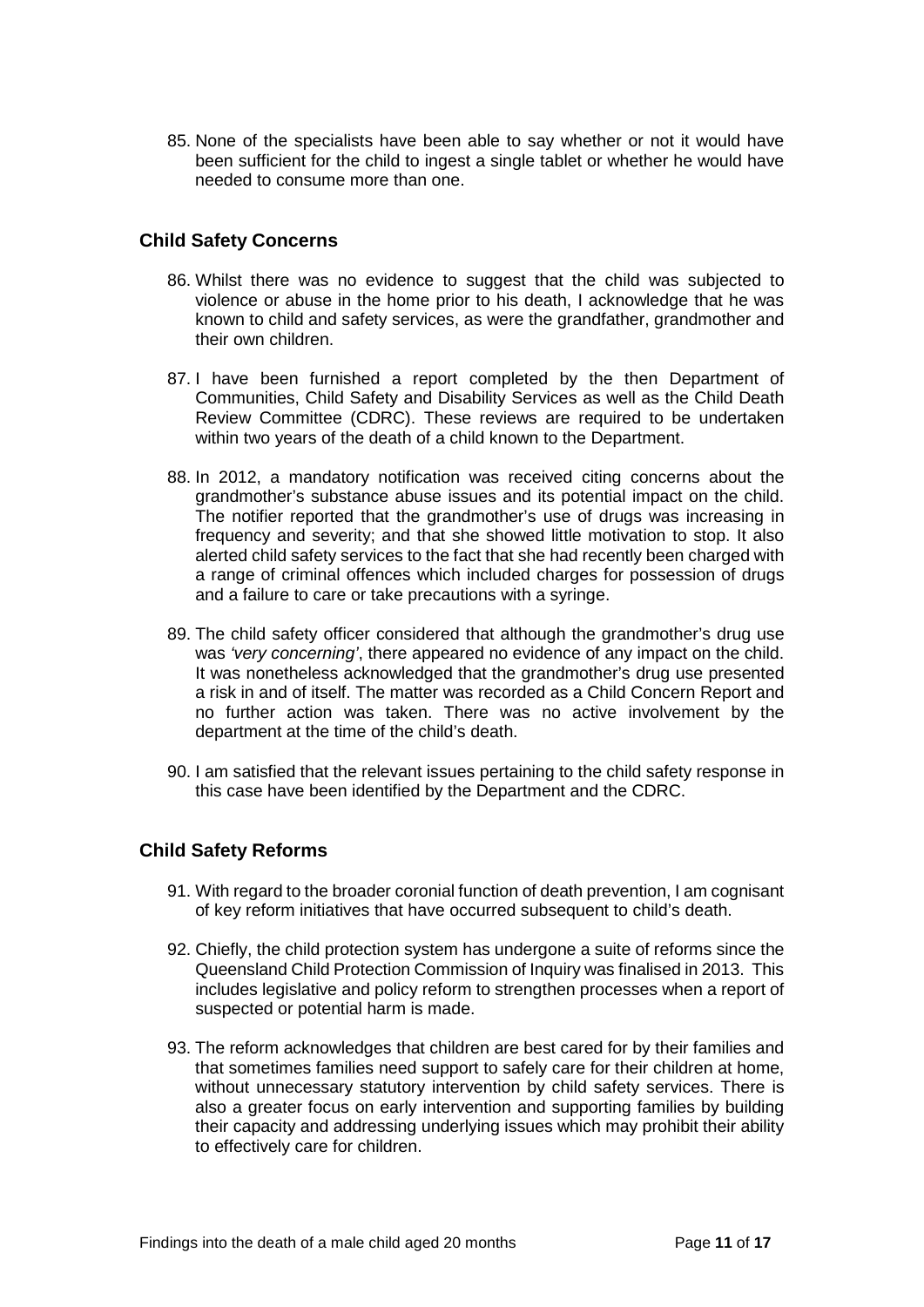85. None of the specialists have been able to say whether or not it would have been sufficient for the child to ingest a single tablet or whether he would have needed to consume more than one.

## Child Safety Concerns

86. Whilst there was no evidence to suggest that the child was subjected to violence or abuse in the home prior to his death, I acknowledge that he was known to child and safety services, as were the grandfather, grandmother and their own children.

87. I have been furnished a report completed by the then Department of Communities, Child Safety and Disability Services as well as the Child Death Review Committee (CDRC). These reviews are required to be undertaken within two years of the death of a child known to the Department.

88. In 2012, a mandatory notification was received citing concerns about the grandmother's substance abuse issues and its potential impact on the child. The notifier reported that the grandmother's use of drugs was increasing in frequency and severity; and that she showed little motivation to stop. It also alerted child safety services to the fact that she had recently been charged with a range of criminal offences which included charges for possession of drugs and a failure to care or take precautions with a syringe.

89. The child safety officer considered that although the grandmother's drug use was *'very concerning'*, there appeared no evidence of any impact on the child. It was nonetheless acknowledged that the grandmother's drug use presented a risk in and of itself. The matter was recorded as a Child Concern Report and no further action was taken. There was no active involvement by the department at the time of the child's death.

90. I am satisfied that the relevant issues pertaining to the child safety response in this case have been identified by the Department and the CDRC.

## Child Safety Reforms

91. With regard to the broader coronial function of death prevention, I am cognisant of key reform initiatives that have occurred subsequent to child's death.

92. Chiefly, the child protection system has undergone a suite of reforms since the Queensland Child Protection Commission of Inquiry was finalised in 2013. This includes legislative and policy reform to strengthen processes when a report of suspected or potential harm is made.

93. The reform acknowledges that children are best cared for by their families and that sometimes families need support to safely care for their children at home, without unnecessary statutory intervention by child safety services. There is also a greater focus on early intervention and supporting families by building their capacity and addressing underlying issues which may prohibit their ability to effectively care for children.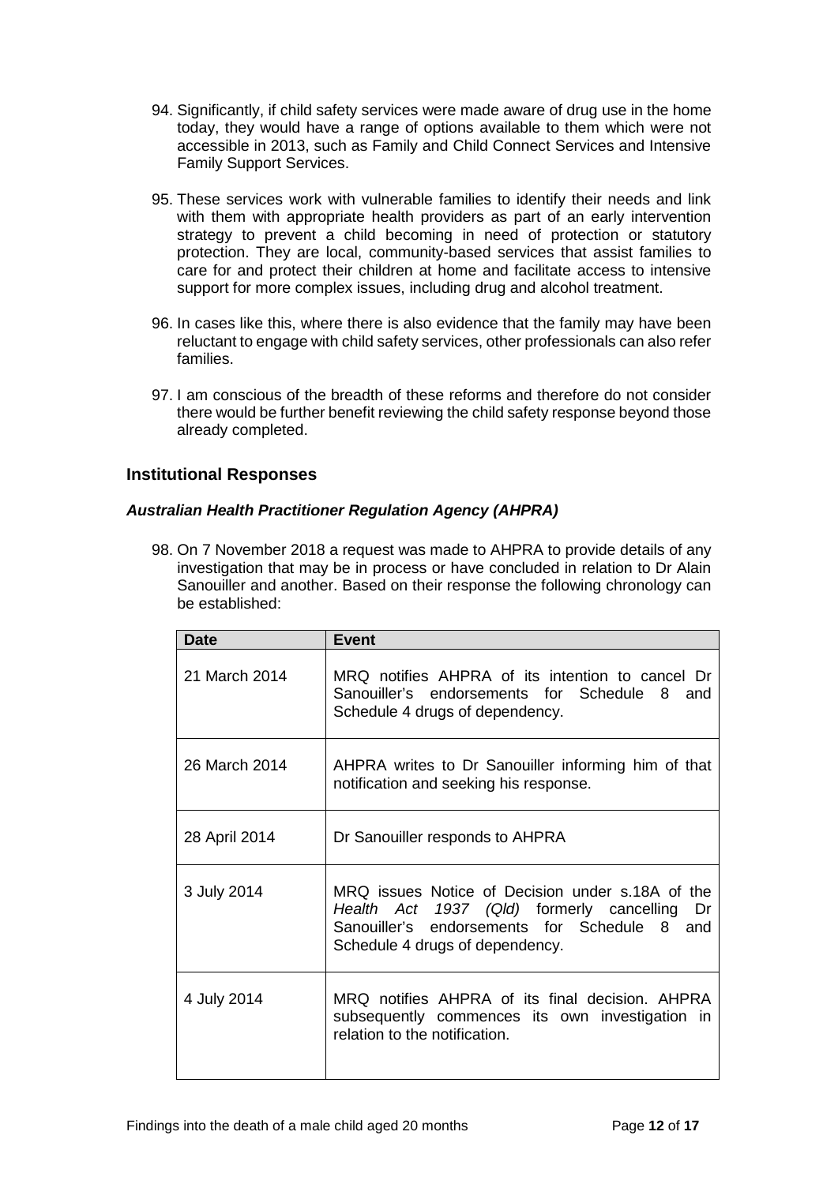94. Significantly, if child safety services were made aware of drug use in the home today, they would have a range of options available to them which were not accessible in 2013, such as Family and Child Connect Services and Intensive Family Support Services.

95. These services work with vulnerable families to identify their needs and link with them with appropriate health providers as part of an early intervention strategy to prevent a child becoming in need of protection or statutory protection. They are local, community-based services that assist families to care for and protect their children at home and facilitate access to intensive support for more complex issues, including drug and alcohol treatment.

96. In cases like this, where there is also evidence that the family may have been reluctant to engage with child safety services, other professionals can also refer families.

97. I am conscious of the breadth of these reforms and therefore do not consider there would be further benefit reviewing the child safety response beyond those already completed.

## Institutional Responses

### *Australian Health Practitioner Regulation Agency (AHPRA)*

98. On 7 November 2018 a request was made to AHPRA to provide details of any investigation that may be in process or have concluded in relation to Dr Alain Sanouiller and another. Based on their response the following chronology can be established:

| Date | Event |
|---|---|
| 21 March 2014 | MRQ notifies AHPRA of its intention to cancel Dr Sanouiller's endorsements for Schedule 8 and Schedule 4 drugs of dependency. |
| 26 March 2014 | AHPRA writes to Dr Sanouiller informing him of that notification and seeking his response. |
| 28 April 2014 | Dr Sanouiller responds to AHPRA |
| 3 July 2014 | MRQ issues Notice of Decision under s.18A of the *Health Act 1937 (Qld)* formerly cancelling Dr Sanouiller's endorsements for Schedule 8 and Schedule 4 drugs of dependency. |
| 4 July 2014 | MRQ notifies AHPRA of its final decision. AHPRA subsequently commences its own investigation in relation to the notification. |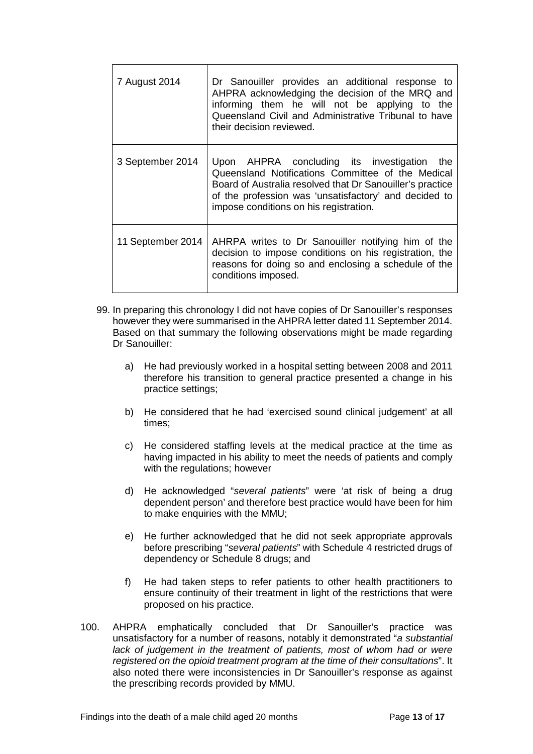| | |
|---|---|
| 7 August 2014 | Dr Sanouiller provides an additional response to AHPRA acknowledging the decision of the MRQ and informing them he will not be applying to the Queensland Civil and Administrative Tribunal to have their decision reviewed. |
| 3 September 2014 | Upon AHPRA concluding its investigation the Queensland Notifications Committee of the Medical Board of Australia resolved that Dr Sanouiller's practice of the profession was 'unsatisfactory' and decided to impose conditions on his registration. |
| 11 September 2014 | AHRPA writes to Dr Sanouiller notifying him of the decision to impose conditions on his registration, the reasons for doing so and enclosing a schedule of the conditions imposed. |

99. In preparing this chronology I did not have copies of Dr Sanouiller's responses however they were summarised in the AHPRA letter dated 11 September 2014. Based on that summary the following observations might be made regarding Dr Sanouiller:

    a) He had previously worked in a hospital setting between 2008 and 2011 therefore his transition to general practice presented a change in his practice settings;

    b) He considered that he had 'exercised sound clinical judgement' at all times;

    c) He considered staffing levels at the medical practice at the time as having impacted in his ability to meet the needs of patients and comply with the regulations; however

    d) He acknowledged "*several patients*" were 'at risk of being a drug dependent person' and therefore best practice would have been for him to make enquiries with the MMU;

    e) He further acknowledged that he did not seek appropriate approvals before prescribing "*several patients*" with Schedule 4 restricted drugs of dependency or Schedule 8 drugs; and

    f) He had taken steps to refer patients to other health practitioners to ensure continuity of their treatment in light of the restrictions that were proposed on his practice.

100. AHPRA emphatically concluded that Dr Sanouiller's practice was unsatisfactory for a number of reasons, notably it demonstrated "*a substantial lack of judgement in the treatment of patients, most of whom had or were registered on the opioid treatment program at the time of their consultations*". It also noted there were inconsistencies in Dr Sanouiller's response as against the prescribing records provided by MMU.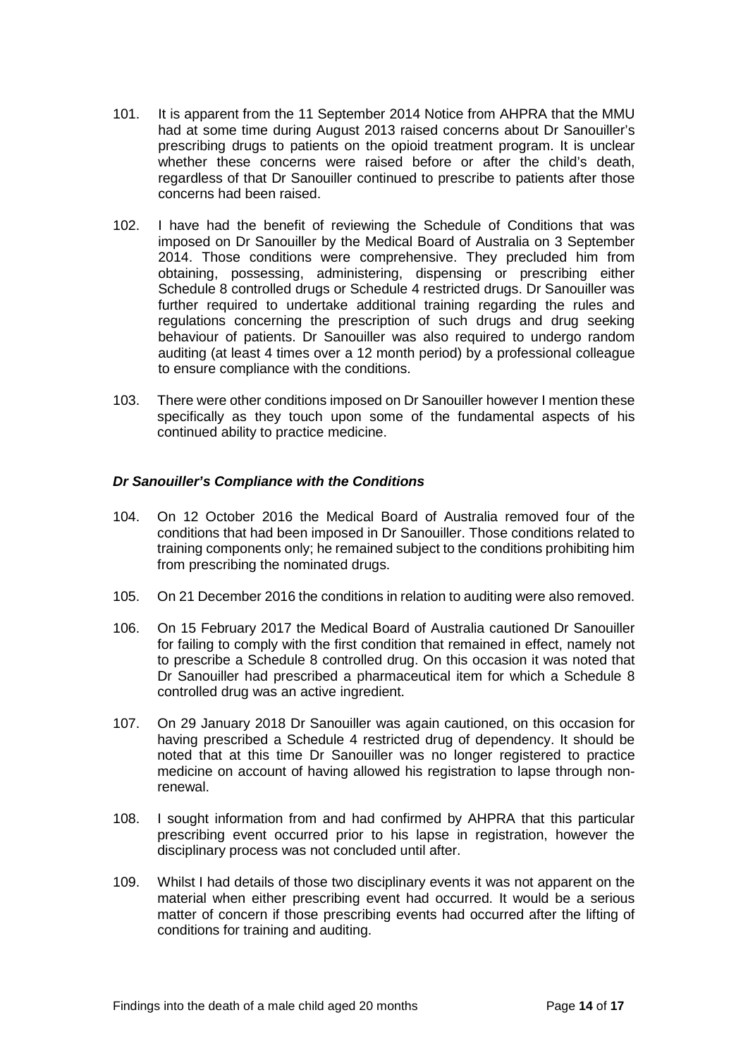101. It is apparent from the 11 September 2014 Notice from AHPRA that the MMU had at some time during August 2013 raised concerns about Dr Sanouiller's prescribing drugs to patients on the opioid treatment program. It is unclear whether these concerns were raised before or after the child's death, regardless of that Dr Sanouiller continued to prescribe to patients after those concerns had been raised.

102. I have had the benefit of reviewing the Schedule of Conditions that was imposed on Dr Sanouiller by the Medical Board of Australia on 3 September 2014. Those conditions were comprehensive. They precluded him from obtaining, possessing, administering, dispensing or prescribing either Schedule 8 controlled drugs or Schedule 4 restricted drugs. Dr Sanouiller was further required to undertake additional training regarding the rules and regulations concerning the prescription of such drugs and drug seeking behaviour of patients. Dr Sanouiller was also required to undergo random auditing (at least 4 times over a 12 month period) by a professional colleague to ensure compliance with the conditions.

103. There were other conditions imposed on Dr Sanouiller however I mention these specifically as they touch upon some of the fundamental aspects of his continued ability to practice medicine.

### *Dr Sanouiller's Compliance with the Conditions*

104. On 12 October 2016 the Medical Board of Australia removed four of the conditions that had been imposed in Dr Sanouiller. Those conditions related to training components only; he remained subject to the conditions prohibiting him from prescribing the nominated drugs.

105. On 21 December 2016 the conditions in relation to auditing were also removed.

106. On 15 February 2017 the Medical Board of Australia cautioned Dr Sanouiller for failing to comply with the first condition that remained in effect, namely not to prescribe a Schedule 8 controlled drug. On this occasion it was noted that Dr Sanouiller had prescribed a pharmaceutical item for which a Schedule 8 controlled drug was an active ingredient.

107. On 29 January 2018 Dr Sanouiller was again cautioned, on this occasion for having prescribed a Schedule 4 restricted drug of dependency. It should be noted that at this time Dr Sanouiller was no longer registered to practice medicine on account of having allowed his registration to lapse through non-renewal.

108. I sought information from and had confirmed by AHPRA that this particular prescribing event occurred prior to his lapse in registration, however the disciplinary process was not concluded until after.

109. Whilst I had details of those two disciplinary events it was not apparent on the material when either prescribing event had occurred. It would be a serious matter of concern if those prescribing events had occurred after the lifting of conditions for training and auditing.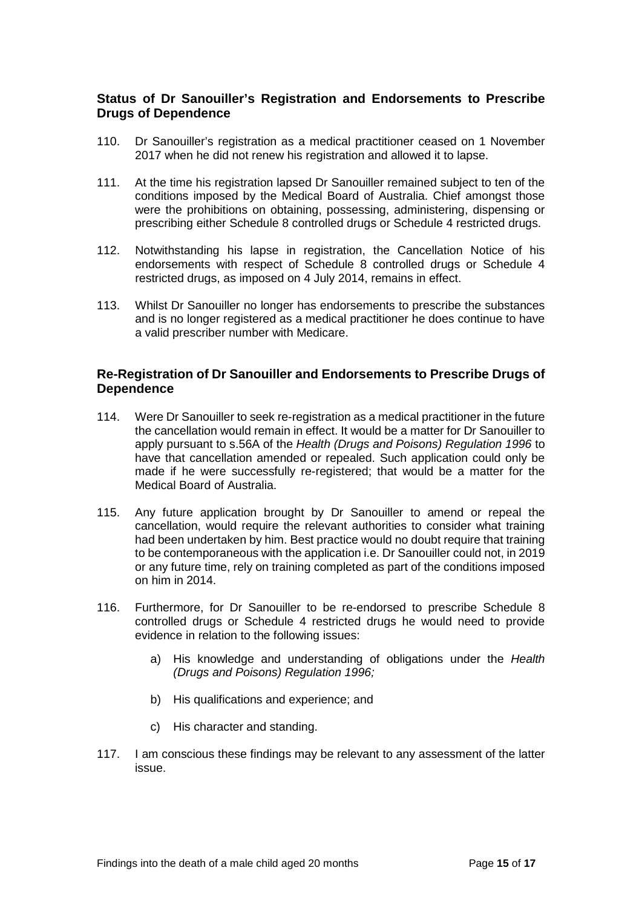## Status of Dr Sanouiller's Registration and Endorsements to Prescribe Drugs of Dependence

110. Dr Sanouiller's registration as a medical practitioner ceased on 1 November 2017 when he did not renew his registration and allowed it to lapse.

111. At the time his registration lapsed Dr Sanouiller remained subject to ten of the conditions imposed by the Medical Board of Australia. Chief amongst those were the prohibitions on obtaining, possessing, administering, dispensing or prescribing either Schedule 8 controlled drugs or Schedule 4 restricted drugs.

112. Notwithstanding his lapse in registration, the Cancellation Notice of his endorsements with respect of Schedule 8 controlled drugs or Schedule 4 restricted drugs, as imposed on 4 July 2014, remains in effect.

113. Whilst Dr Sanouiller no longer has endorsements to prescribe the substances and is no longer registered as a medical practitioner he does continue to have a valid prescriber number with Medicare.

## Re-Registration of Dr Sanouiller and Endorsements to Prescribe Drugs of Dependence

114. Were Dr Sanouiller to seek re-registration as a medical practitioner in the future the cancellation would remain in effect. It would be a matter for Dr Sanouiller to apply pursuant to s.56A of the *Health (Drugs and Poisons) Regulation 1996* to have that cancellation amended or repealed. Such application could only be made if he were successfully re-registered; that would be a matter for the Medical Board of Australia.

115. Any future application brought by Dr Sanouiller to amend or repeal the cancellation, would require the relevant authorities to consider what training had been undertaken by him. Best practice would no doubt require that training to be contemporaneous with the application i.e. Dr Sanouiller could not, in 2019 or any future time, rely on training completed as part of the conditions imposed on him in 2014.

116. Furthermore, for Dr Sanouiller to be re-endorsed to prescribe Schedule 8 controlled drugs or Schedule 4 restricted drugs he would need to provide evidence in relation to the following issues:

    a) His knowledge and understanding of obligations under the *Health (Drugs and Poisons) Regulation 1996;*

    b) His qualifications and experience; and

    c) His character and standing.

117. I am conscious these findings may be relevant to any assessment of the latter issue.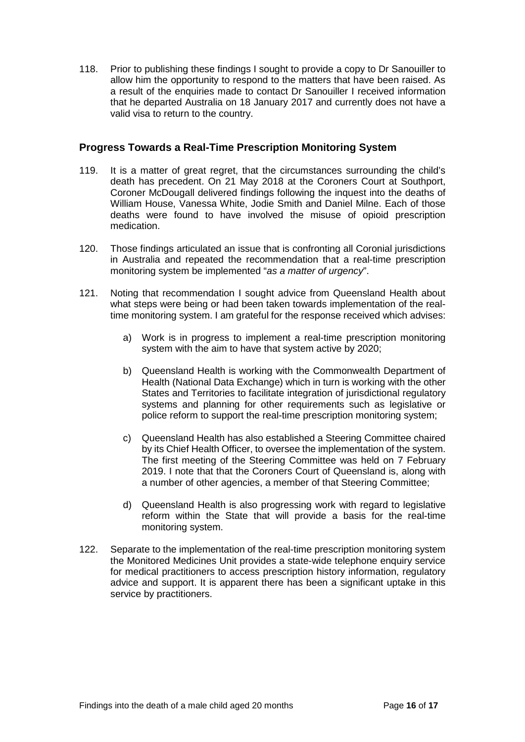118. Prior to publishing these findings I sought to provide a copy to Dr Sanouiller to allow him the opportunity to respond to the matters that have been raised. As a result of the enquiries made to contact Dr Sanouiller I received information that he departed Australia on 18 January 2017 and currently does not have a valid visa to return to the country.

## Progress Towards a Real-Time Prescription Monitoring System

119. It is a matter of great regret, that the circumstances surrounding the child's death has precedent. On 21 May 2018 at the Coroners Court at Southport, Coroner McDougall delivered findings following the inquest into the deaths of William House, Vanessa White, Jodie Smith and Daniel Milne. Each of those deaths were found to have involved the misuse of opioid prescription medication.

120. Those findings articulated an issue that is confronting all Coronial jurisdictions in Australia and repeated the recommendation that a real-time prescription monitoring system be implemented "*as a matter of urgency*".

121. Noting that recommendation I sought advice from Queensland Health about what steps were being or had been taken towards implementation of the real-time monitoring system. I am grateful for the response received which advises:

    a) Work is in progress to implement a real-time prescription monitoring system with the aim to have that system active by 2020;

    b) Queensland Health is working with the Commonwealth Department of Health (National Data Exchange) which in turn is working with the other States and Territories to facilitate integration of jurisdictional regulatory systems and planning for other requirements such as legislative or police reform to support the real-time prescription monitoring system;

    c) Queensland Health has also established a Steering Committee chaired by its Chief Health Officer, to oversee the implementation of the system. The first meeting of the Steering Committee was held on 7 February 2019. I note that that the Coroners Court of Queensland is, along with a number of other agencies, a member of that Steering Committee;

    d) Queensland Health is also progressing work with regard to legislative reform within the State that will provide a basis for the real-time monitoring system.

122. Separate to the implementation of the real-time prescription monitoring system the Monitored Medicines Unit provides a state-wide telephone enquiry service for medical practitioners to access prescription history information, regulatory advice and support. It is apparent there has been a significant uptake in this service by practitioners.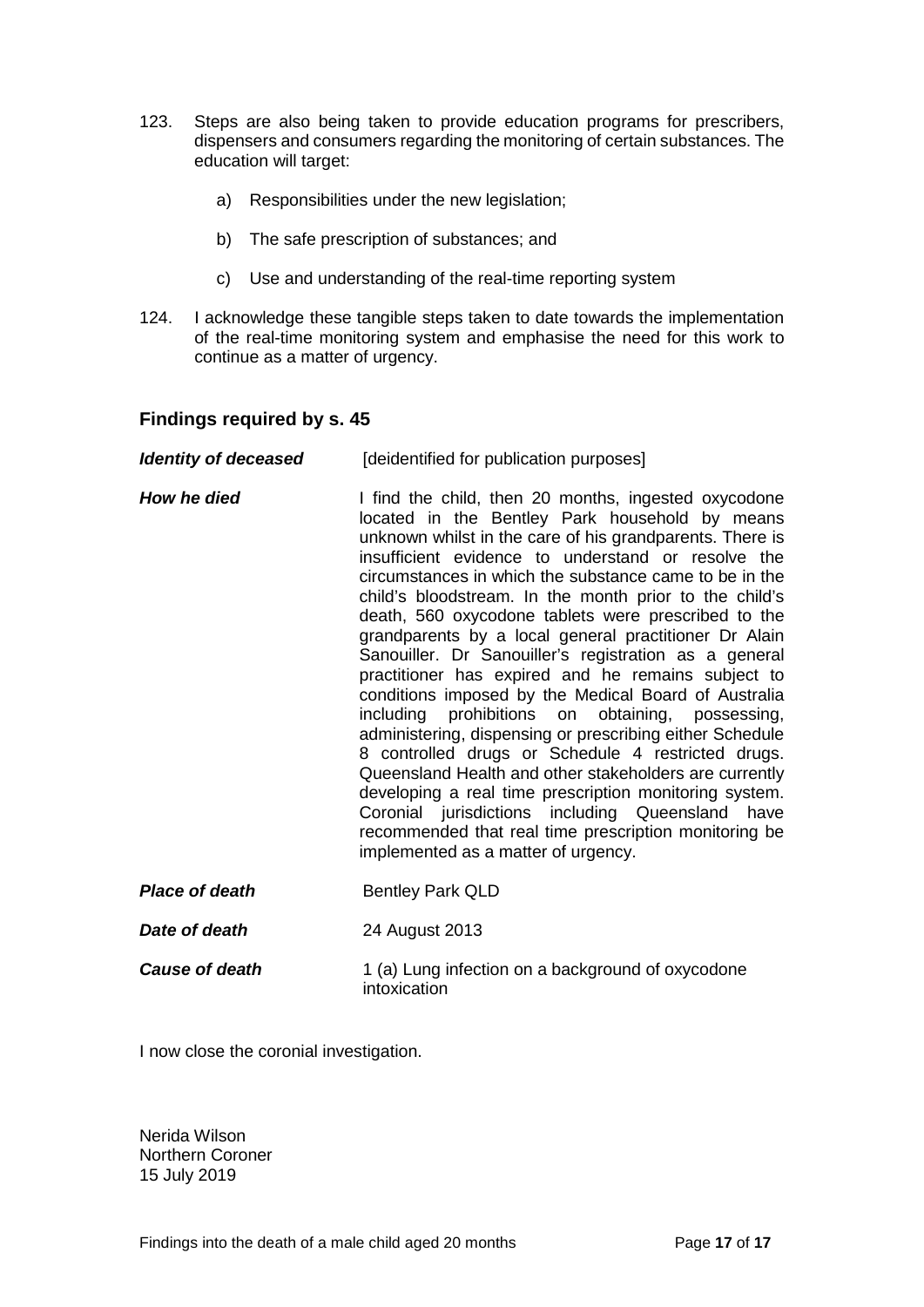123. Steps are also being taken to provide education programs for prescribers, dispensers and consumers regarding the monitoring of certain substances. The education will target:

    a) Responsibilities under the new legislation;

    b) The safe prescription of substances; and

    c) Use and understanding of the real-time reporting system

124. I acknowledge these tangible steps taken to date towards the implementation of the real-time monitoring system and emphasise the need for this work to continue as a matter of urgency.

## Findings required by s. 45

| | |
|---|---|
| ***Identity of deceased*** | [deidentified for publication purposes] |
| ***How he died*** | I find the child, then 20 months, ingested oxycodone located in the Bentley Park household by means unknown whilst in the care of his grandparents. There is insufficient evidence to understand or resolve the circumstances in which the substance came to be in the child's bloodstream. In the month prior to the child's death, 560 oxycodone tablets were prescribed to the grandparents by a local general practitioner Dr Alain Sanouiller. Dr Sanouiller's registration as a general practitioner has expired and he remains subject to conditions imposed by the Medical Board of Australia including prohibitions on obtaining, possessing, administering, dispensing or prescribing either Schedule 8 controlled drugs or Schedule 4 restricted drugs. Queensland Health and other stakeholders are currently developing a real time prescription monitoring system. Coronial jurisdictions including Queensland have recommended that real time prescription monitoring be implemented as a matter of urgency. |
| ***Place of death*** | Bentley Park QLD |
| ***Date of death*** | 24 August 2013 |
| ***Cause of death*** | 1 (a) Lung infection on a background of oxycodone intoxication |

I now close the coronial investigation.

Nerida Wilson
Northern Coroner
15 July 2019